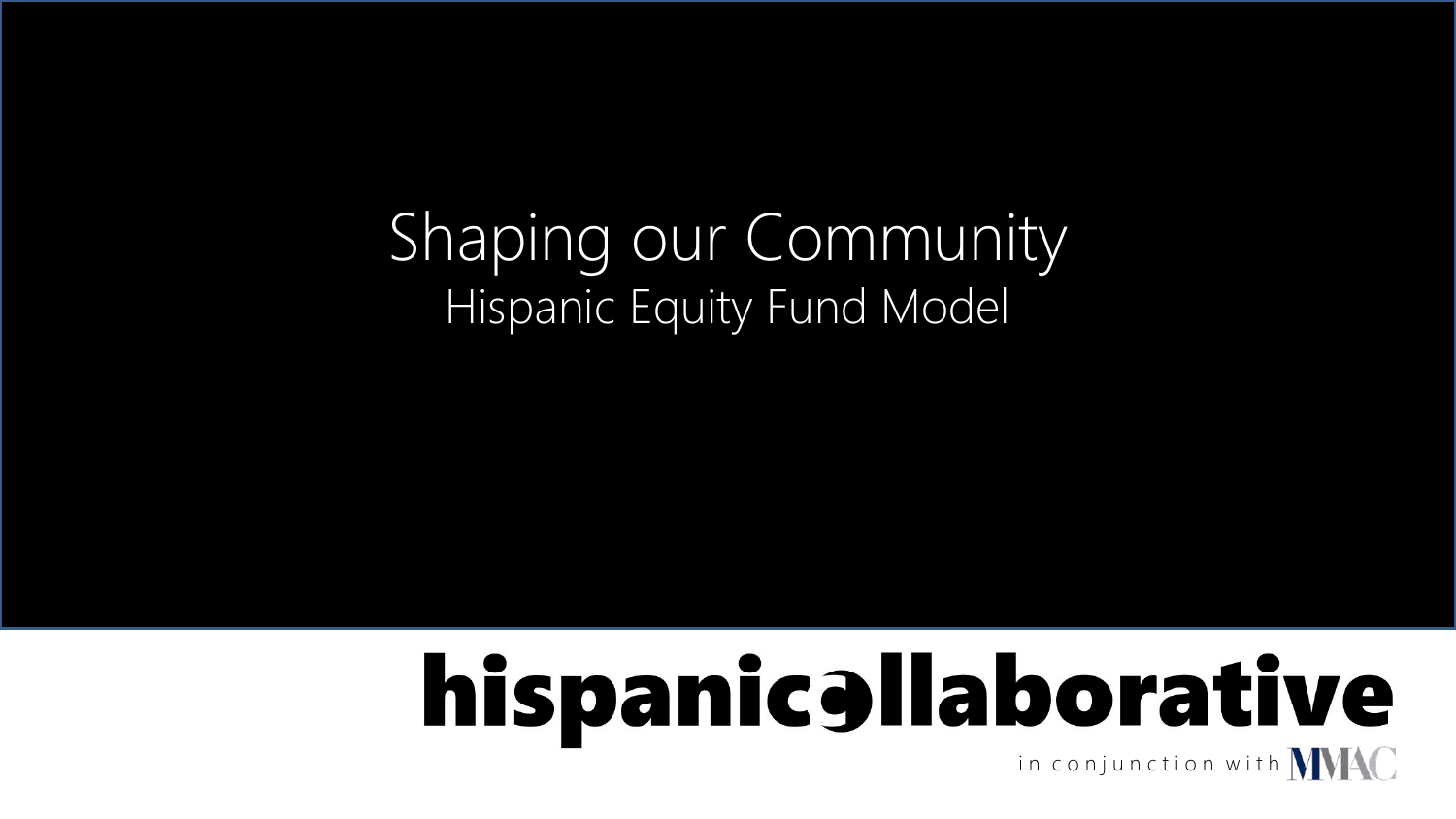# Shaping our Community

## Hispanic Equity Fund Model

**hispanicollaborative**

in conjunction with MMAC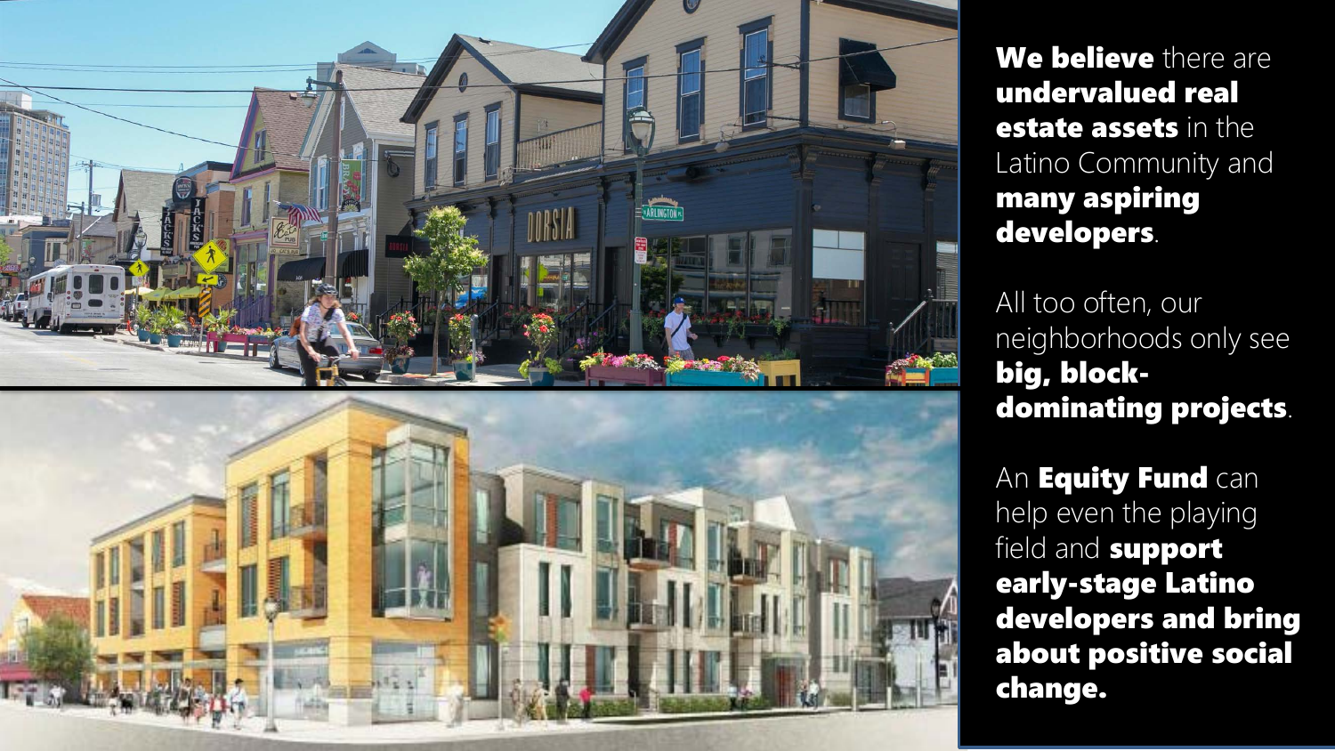**We believe** there are **undervalued real estate assets** in the Latino Community and **many aspiring developers**.

All too often, our neighborhoods only see **big, block-dominating projects**.

An **Equity Fund** can help even the playing field and **support early-stage Latino developers and bring about positive social change.**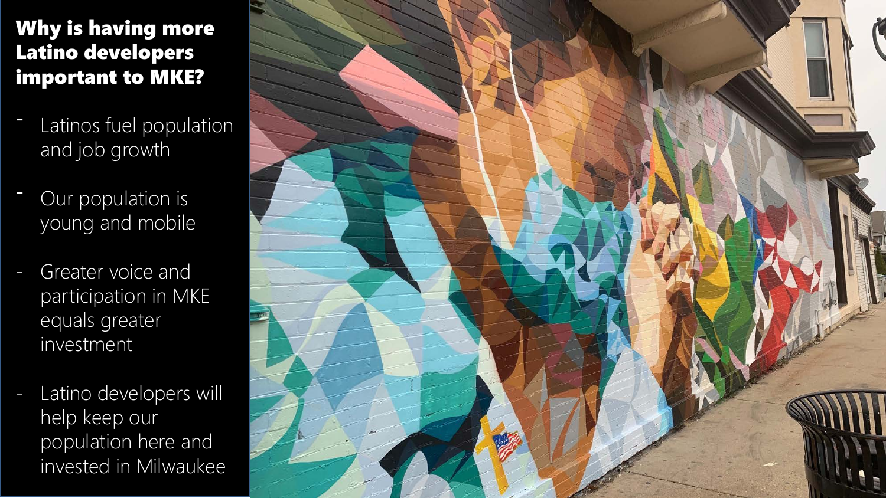## Why is having more Latino developers important to MKE?

- Latinos fuel population and job growth
- Our population is young and mobile
- Greater voice and participation in MKE equals greater investment
- Latino developers will help keep our population here and invested in Milwaukee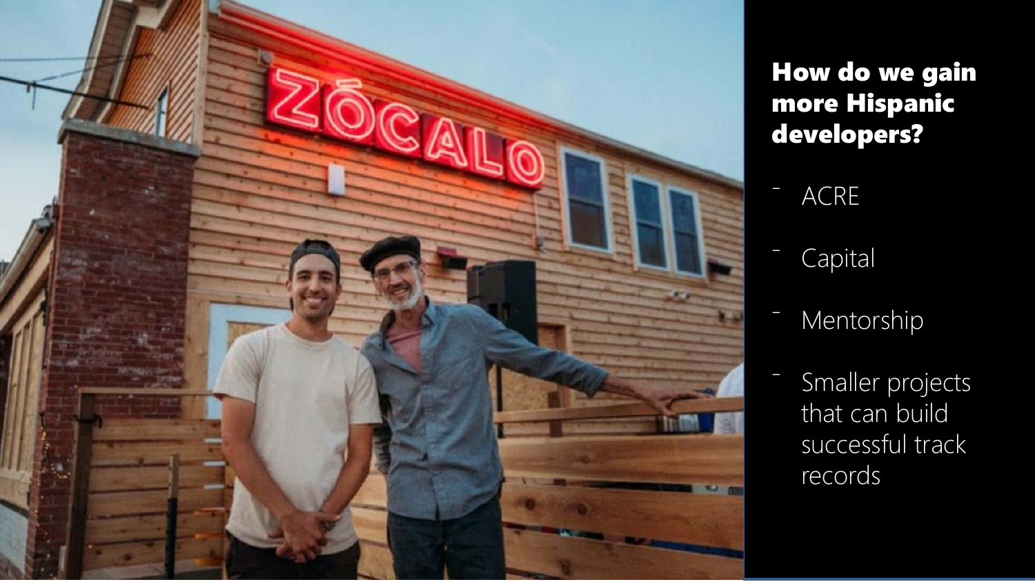**How do we gain more Hispanic developers?**

- ACRE
- Capital
- Mentorship
- Smaller projects that can build successful track records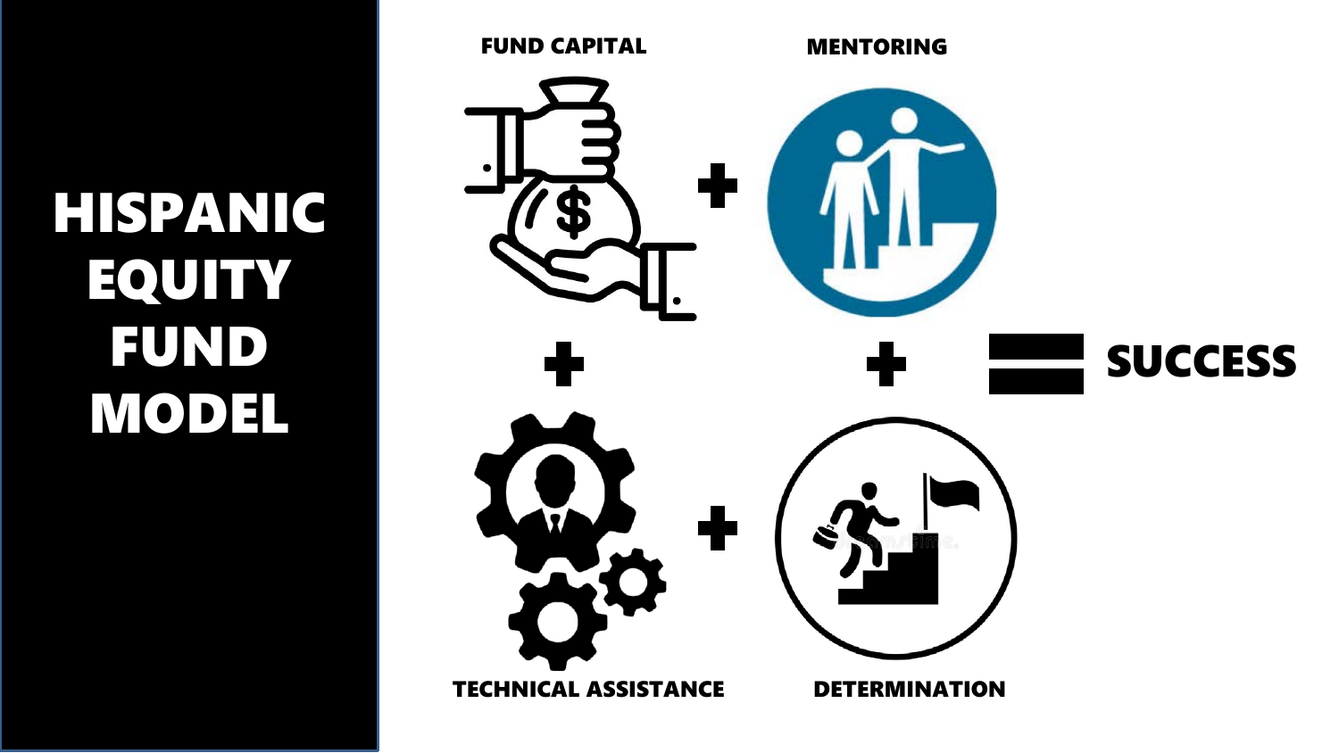# HISPANIC EQUITY FUND MODEL

FUND CAPITAL + MENTORING + TECHNICAL ASSISTANCE + DETERMINATION = SUCCESS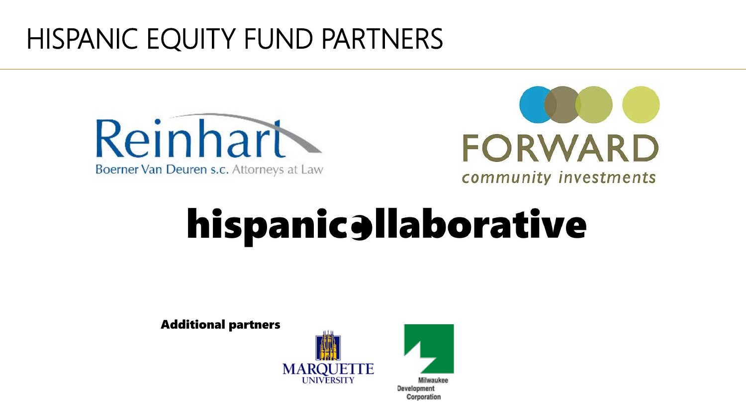# HISPANIC EQUITY FUND PARTNERS

Reinhart
Boerner Van Deuren s.c. Attorneys at Law

FORWARD
community investments

hispanicollaborative

**Additional partners**

MARQUETTE UNIVERSITY

Milwaukee Development Corporation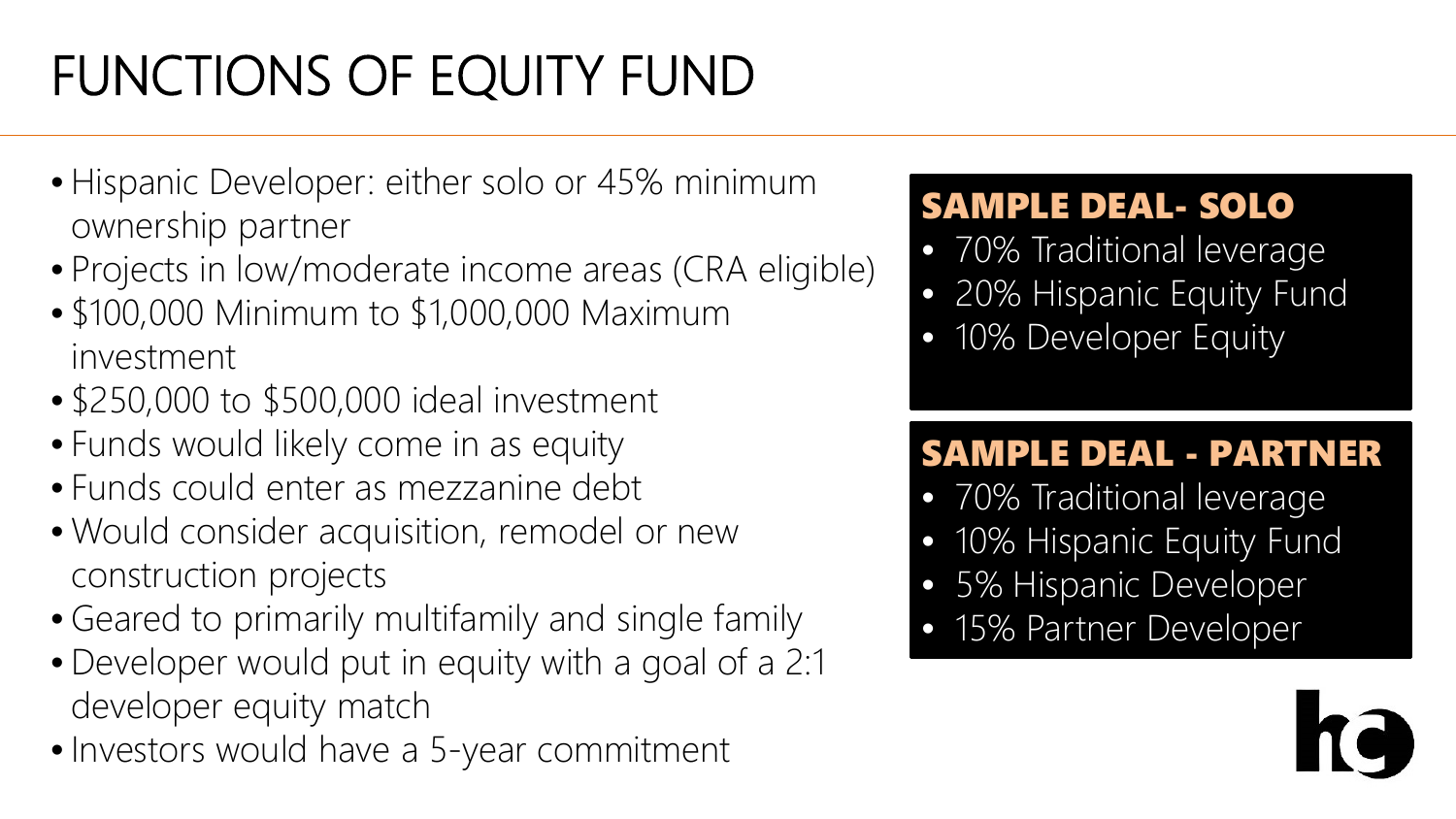# FUNCTIONS OF EQUITY FUND

- Hispanic Developer: either solo or 45% minimum ownership partner
- Projects in low/moderate income areas (CRA eligible)
- $100,000 Minimum to $1,000,000 Maximum investment
- $250,000 to $500,000 ideal investment
- Funds would likely come in as equity
- Funds could enter as mezzanine debt
- Would consider acquisition, remodel or new construction projects
- Geared to primarily multifamily and single family
- Developer would put in equity with a goal of a 2:1 developer equity match
- Investors would have a 5-year commitment

## SAMPLE DEAL- SOLO

- 70% Traditional leverage
- 20% Hispanic Equity Fund
- 10% Developer Equity

## SAMPLE DEAL - PARTNER

- 70% Traditional leverage
- 10% Hispanic Equity Fund
- 5% Hispanic Developer
- 15% Partner Developer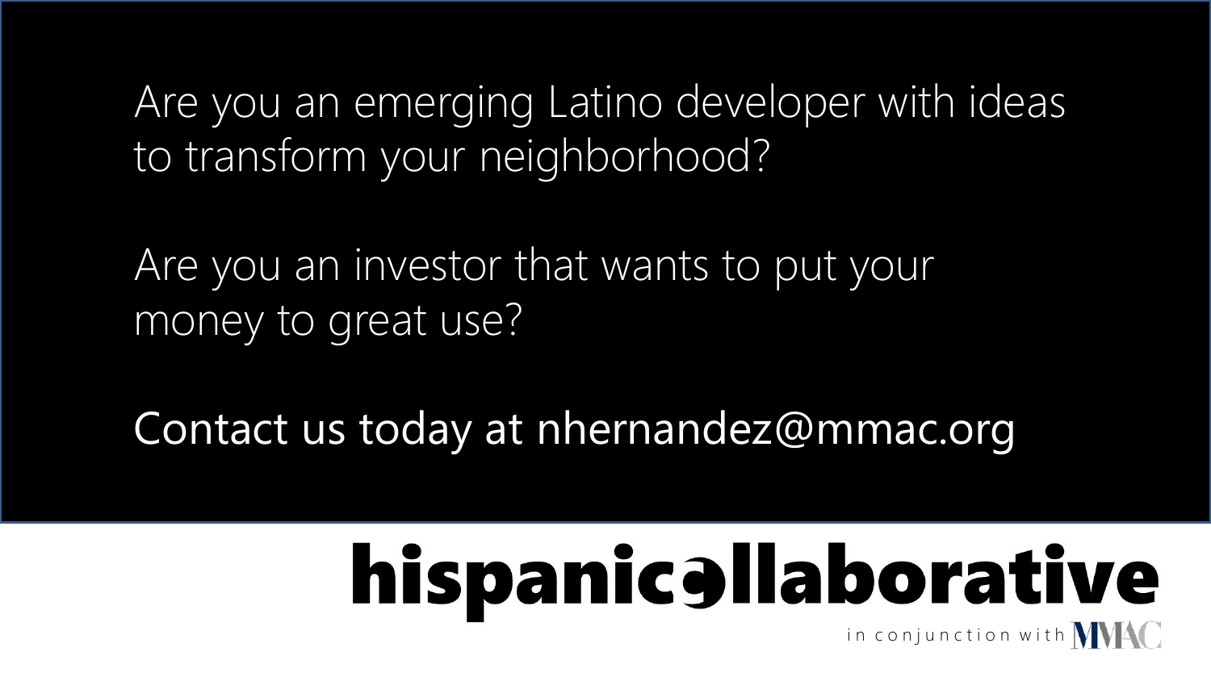Are you an emerging Latino developer with ideas to transform your neighborhood?

Are you an investor that wants to put your money to great use?

Contact us today at nhernandez@mmac.org

**hispanicollaborative**

in conjunction with MMAC